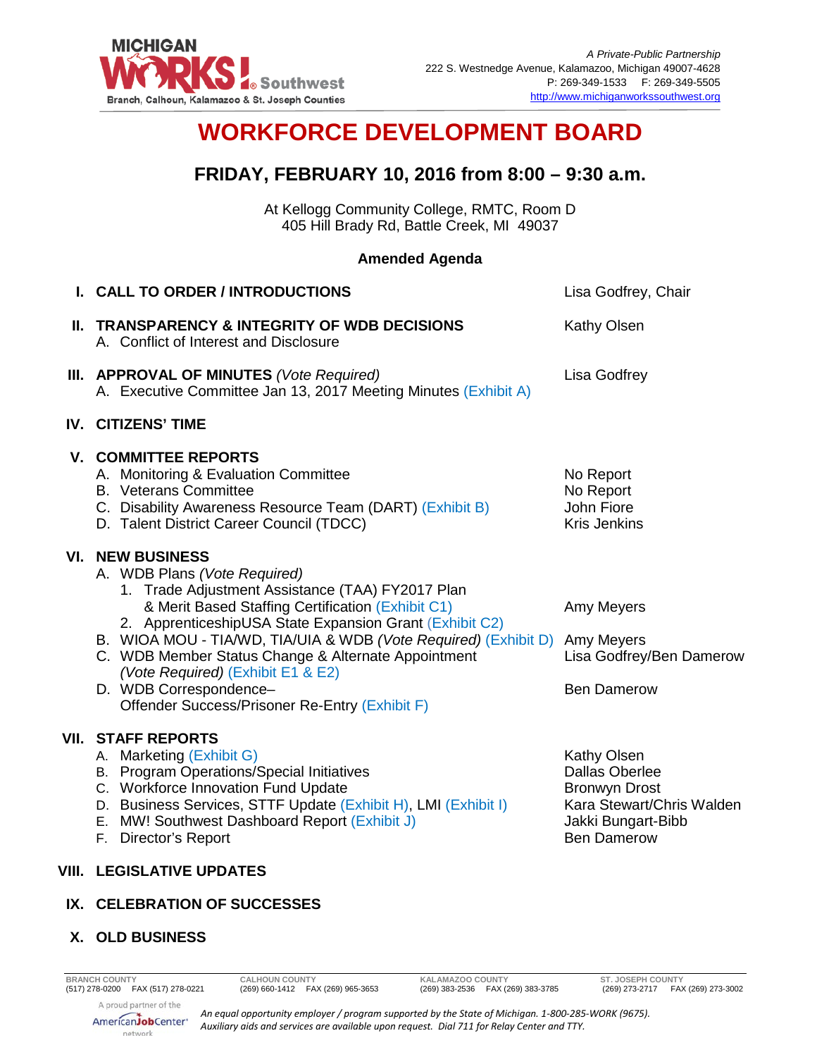A Private-Public Partnership
222 S. Westnedge Avenue, Kalamazoo, Michigan 49007-4628
P: 269-349-1533 F: 269-349-5505
http://www.michiganworkssouthwest.org

# WORKFORCE DEVELOPMENT BOARD

## FRIDAY, FEBRUARY 10, 2016 from 8:00 – 9:30 a.m.

At Kellogg Community College, RMTC, Room D
405 Hill Brady Rd, Battle Creek, MI 49037

**Amended Agenda**

**I. CALL TO ORDER / INTRODUCTIONS** — Lisa Godfrey, Chair

**II. TRANSPARENCY & INTEGRITY OF WDB DECISIONS** — Kathy Olsen
- A. Conflict of Interest and Disclosure

**III. APPROVAL OF MINUTES** *(Vote Required)* — Lisa Godfrey
- A. Executive Committee Jan 13, 2017 Meeting Minutes (Exhibit A)

**IV. CITIZENS' TIME**

**V. COMMITTEE REPORTS**
- A. Monitoring & Evaluation Committee — No Report
- B. Veterans Committee — No Report
- C. Disability Awareness Resource Team (DART) (Exhibit B) — John Fiore
- D. Talent District Career Council (TDCC) — Kris Jenkins

**VI. NEW BUSINESS**
- A. WDB Plans *(Vote Required)*
  1. Trade Adjustment Assistance (TAA) FY2017 Plan & Merit Based Staffing Certification (Exhibit C1) — Amy Meyers
  2. ApprenticeshipUSA State Expansion Grant (Exhibit C2)
- B. WIOA MOU - TIA/WD, TIA/UIA & WDB *(Vote Required)* (Exhibit D) — Amy Meyers
- C. WDB Member Status Change & Alternate Appointment *(Vote Required)* (Exhibit E1 & E2) — Lisa Godfrey/Ben Damerow
- D. WDB Correspondence– Offender Success/Prisoner Re-Entry (Exhibit F) — Ben Damerow

**VII. STAFF REPORTS**
- A. Marketing (Exhibit G) — Kathy Olsen
- B. Program Operations/Special Initiatives — Dallas Oberlee
- C. Workforce Innovation Fund Update — Bronwyn Drost
- D. Business Services, STTF Update (Exhibit H), LMI (Exhibit I) — Kara Stewart/Chris Walden
- E. MW! Southwest Dashboard Report (Exhibit J) — Jakki Bungart-Bibb
- F. Director's Report — Ben Damerow

**VIII. LEGISLATIVE UPDATES**

**IX. CELEBRATION OF SUCCESSES**

**X. OLD BUSINESS**

| BRANCH COUNTY | CALHOUN COUNTY | KALAMAZOO COUNTY | ST. JOSEPH COUNTY |
|---|---|---|---|
| (517) 278-0200 FAX (517) 278-0221 | (269) 660-1412 FAX (269) 965-3653 | (269) 383-2536 FAX (269) 383-3785 | (269) 273-2717 FAX (269) 273-3002 |

A proud partner of the AmericanJobCenter network

*An equal opportunity employer / program supported by the State of Michigan. 1-800-285-WORK (9675). Auxiliary aids and services are available upon request. Dial 711 for Relay Center and TTY.*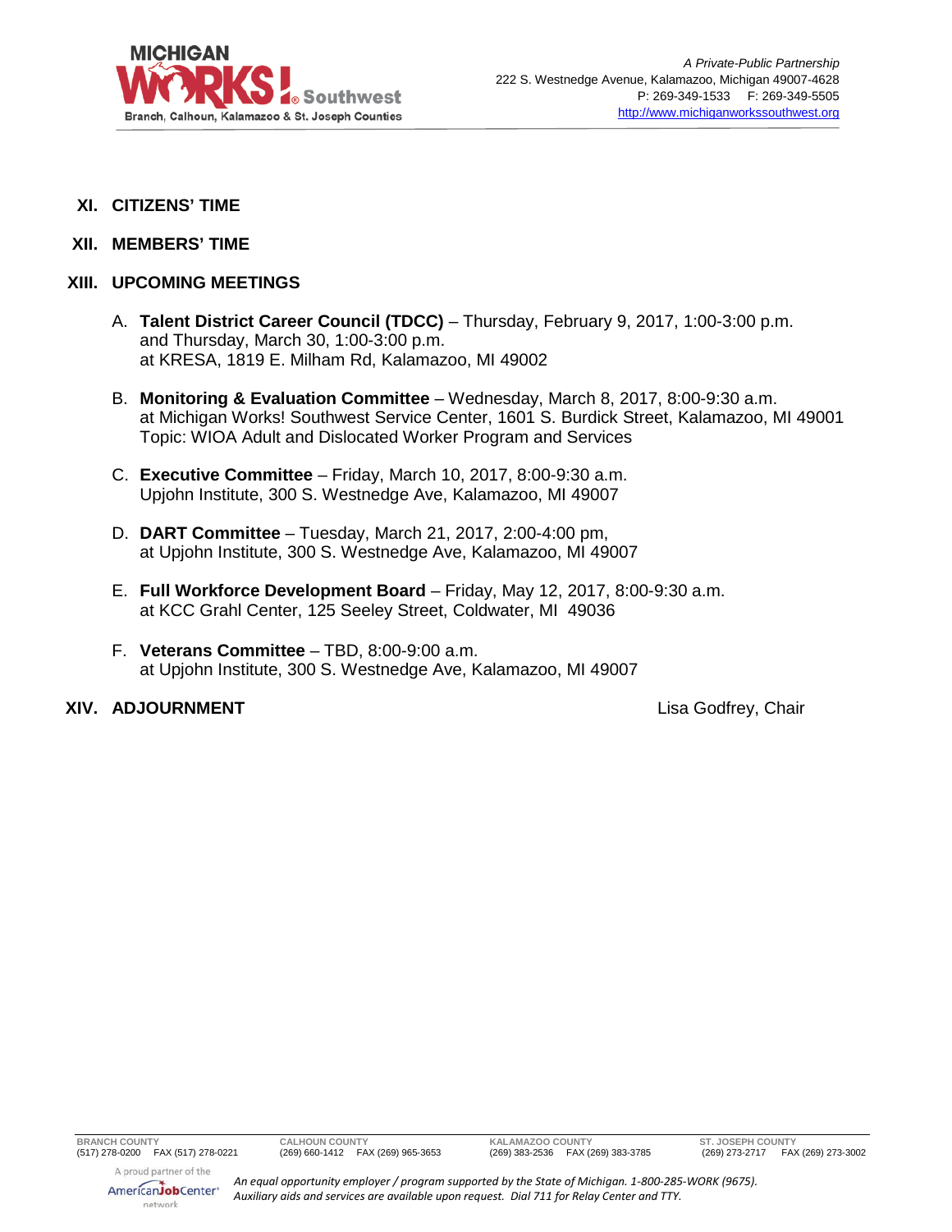## XI. CITIZENS' TIME

## XII. MEMBERS' TIME

## XIII. UPCOMING MEETINGS

A. **Talent District Career Council (TDCC)** – Thursday, February 9, 2017, 1:00-3:00 p.m. and Thursday, March 30, 1:00-3:00 p.m. at KRESA, 1819 E. Milham Rd, Kalamazoo, MI 49002

B. **Monitoring & Evaluation Committee** – Wednesday, March 8, 2017, 8:00-9:30 a.m. at Michigan Works! Southwest Service Center, 1601 S. Burdick Street, Kalamazoo, MI 49001 Topic: WIOA Adult and Dislocated Worker Program and Services

C. **Executive Committee** – Friday, March 10, 2017, 8:00-9:30 a.m. Upjohn Institute, 300 S. Westnedge Ave, Kalamazoo, MI 49007

D. **DART Committee** – Tuesday, March 21, 2017, 2:00-4:00 pm, at Upjohn Institute, 300 S. Westnedge Ave, Kalamazoo, MI 49007

E. **Full Workforce Development Board** – Friday, May 12, 2017, 8:00-9:30 a.m. at KCC Grahl Center, 125 Seeley Street, Coldwater, MI 49036

F. **Veterans Committee** – TBD, 8:00-9:00 a.m. at Upjohn Institute, 300 S. Westnedge Ave, Kalamazoo, MI 49007

## XIV. ADJOURNMENT

Lisa Godfrey, Chair